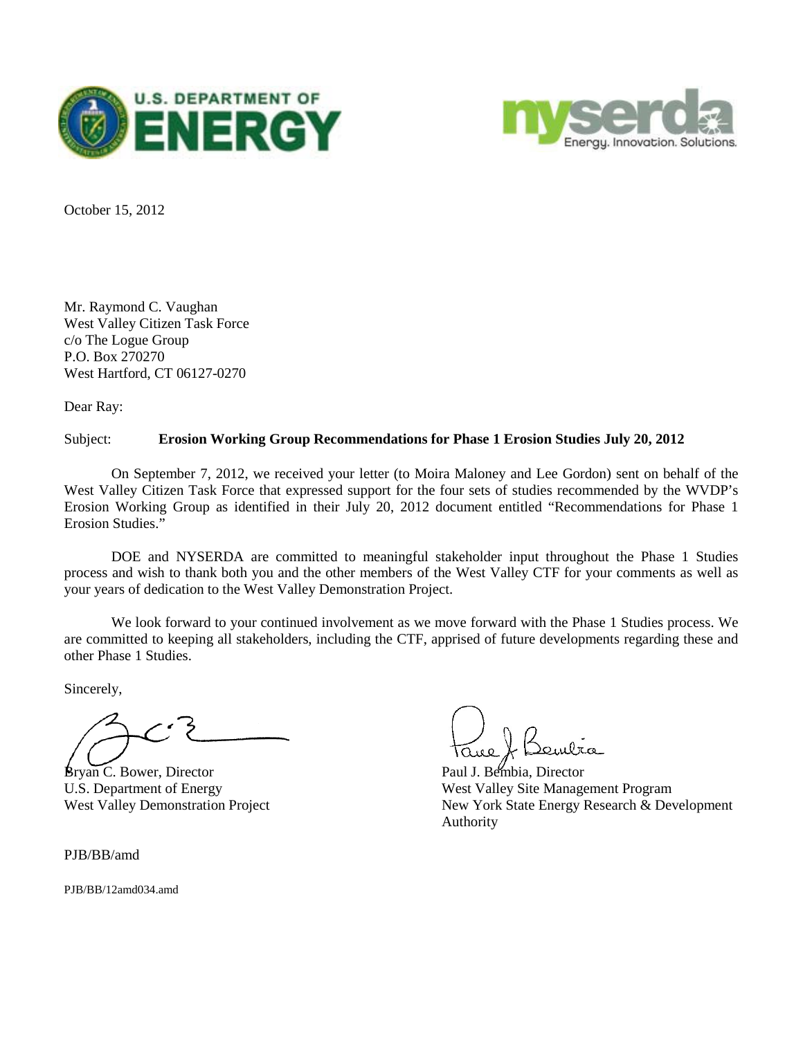October 15, 2012

Mr. Raymond C. Vaughan
West Valley Citizen Task Force
c/o The Logue Group
P.O. Box 270270
West Hartford, CT 06127-0270

Dear Ray:

Subject: **Erosion Working Group Recommendations for Phase 1 Erosion Studies July 20, 2012**

On September 7, 2012, we received your letter (to Moira Maloney and Lee Gordon) sent on behalf of the West Valley Citizen Task Force that expressed support for the four sets of studies recommended by the WVDP's Erosion Working Group as identified in their July 20, 2012 document entitled "Recommendations for Phase 1 Erosion Studies."

DOE and NYSERDA are committed to meaningful stakeholder input throughout the Phase 1 Studies process and wish to thank both you and the other members of the West Valley CTF for your comments as well as your years of dedication to the West Valley Demonstration Project.

We look forward to your continued involvement as we move forward with the Phase 1 Studies process. We are committed to keeping all stakeholders, including the CTF, apprised of future developments regarding these and other Phase 1 Studies.

Sincerely,

Bryan C. Bower, Director
U.S. Department of Energy
West Valley Demonstration Project

Paul J. Bembia, Director
West Valley Site Management Program
New York State Energy Research & Development Authority

PJB/BB/amd

PJB/BB/12amd034.amd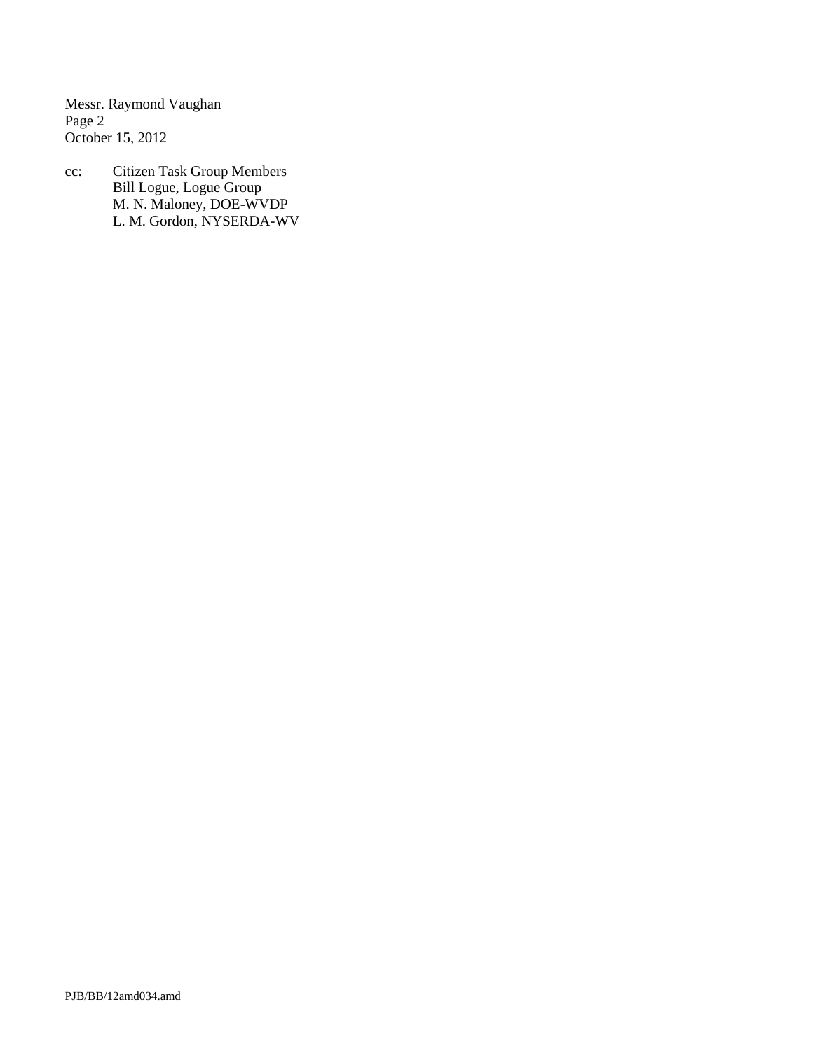cc: Citizen Task Group Members
Bill Logue, Logue Group
M. N. Maloney, DOE-WVDP
L. M. Gordon, NYSERDA-WV

PJB/BB/12amd034.amd